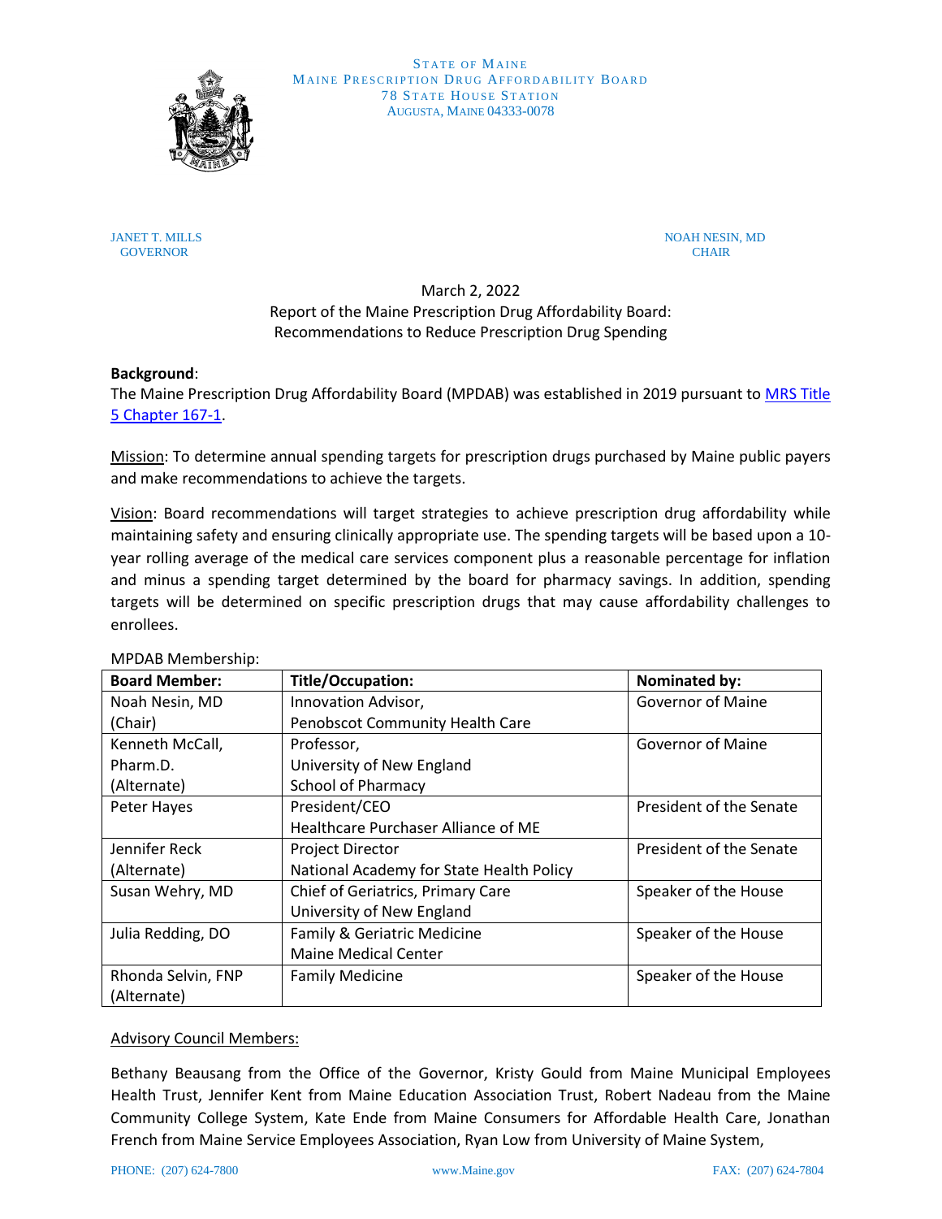STATE OF MAINE
MAINE PRESCRIPTION DRUG AFFORDABILITY BOARD
78 STATE HOUSE STATION
AUGUSTA, MAINE 04333-0078

JANET T. MILLS
GOVERNOR

NOAH NESIN, MD
CHAIR

March 2, 2022
Report of the Maine Prescription Drug Affordability Board:
Recommendations to Reduce Prescription Drug Spending

**Background**:
The Maine Prescription Drug Affordability Board (MPDAB) was established in 2019 pursuant to MRS Title 5 Chapter 167-1.

Mission: To determine annual spending targets for prescription drugs purchased by Maine public payers and make recommendations to achieve the targets.

Vision: Board recommendations will target strategies to achieve prescription drug affordability while maintaining safety and ensuring clinically appropriate use. The spending targets will be based upon a 10-year rolling average of the medical care services component plus a reasonable percentage for inflation and minus a spending target determined by the board for pharmacy savings. In addition, spending targets will be determined on specific prescription drugs that may cause affordability challenges to enrollees.

MPDAB Membership:

| Board Member: | Title/Occupation: | Nominated by: |
|---|---|---|
| Noah Nesin, MD (Chair) | Innovation Advisor, Penobscot Community Health Care | Governor of Maine |
| Kenneth McCall, Pharm.D. (Alternate) | Professor, University of New England School of Pharmacy | Governor of Maine |
| Peter Hayes | President/CEO Healthcare Purchaser Alliance of ME | President of the Senate |
| Jennifer Reck (Alternate) | Project Director National Academy for State Health Policy | President of the Senate |
| Susan Wehry, MD | Chief of Geriatrics, Primary Care University of New England | Speaker of the House |
| Julia Redding, DO | Family & Geriatric Medicine Maine Medical Center | Speaker of the House |
| Rhonda Selvin, FNP (Alternate) | Family Medicine | Speaker of the House |

Advisory Council Members:

Bethany Beausang from the Office of the Governor, Kristy Gould from Maine Municipal Employees Health Trust, Jennifer Kent from Maine Education Association Trust, Robert Nadeau from the Maine Community College System, Kate Ende from Maine Consumers for Affordable Health Care, Jonathan French from Maine Service Employees Association, Ryan Low from University of Maine System,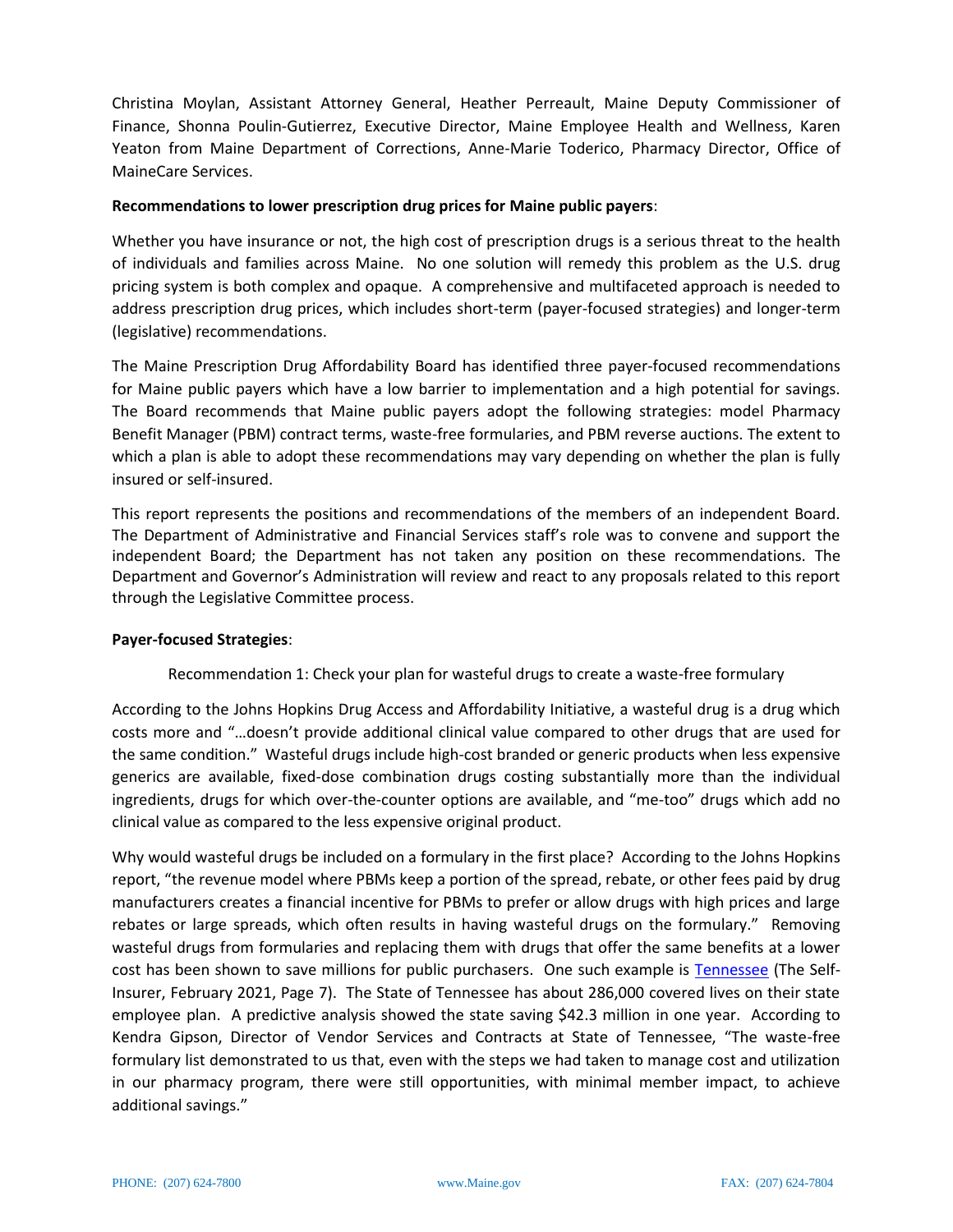Christina Moylan, Assistant Attorney General, Heather Perreault, Maine Deputy Commissioner of Finance, Shonna Poulin-Gutierrez, Executive Director, Maine Employee Health and Wellness, Karen Yeaton from Maine Department of Corrections, Anne-Marie Toderico, Pharmacy Director, Office of MaineCare Services.

**Recommendations to lower prescription drug prices for Maine public payers**:

Whether you have insurance or not, the high cost of prescription drugs is a serious threat to the health of individuals and families across Maine. No one solution will remedy this problem as the U.S. drug pricing system is both complex and opaque. A comprehensive and multifaceted approach is needed to address prescription drug prices, which includes short-term (payer-focused strategies) and longer-term (legislative) recommendations.

The Maine Prescription Drug Affordability Board has identified three payer-focused recommendations for Maine public payers which have a low barrier to implementation and a high potential for savings. The Board recommends that Maine public payers adopt the following strategies: model Pharmacy Benefit Manager (PBM) contract terms, waste-free formularies, and PBM reverse auctions. The extent to which a plan is able to adopt these recommendations may vary depending on whether the plan is fully insured or self-insured.

This report represents the positions and recommendations of the members of an independent Board. The Department of Administrative and Financial Services staff's role was to convene and support the independent Board; the Department has not taken any position on these recommendations. The Department and Governor's Administration will review and react to any proposals related to this report through the Legislative Committee process.

**Payer-focused Strategies**:

Recommendation 1: Check your plan for wasteful drugs to create a waste-free formulary

According to the Johns Hopkins Drug Access and Affordability Initiative, a wasteful drug is a drug which costs more and "…doesn't provide additional clinical value compared to other drugs that are used for the same condition." Wasteful drugs include high-cost branded or generic products when less expensive generics are available, fixed-dose combination drugs costing substantially more than the individual ingredients, drugs for which over-the-counter options are available, and "me-too" drugs which add no clinical value as compared to the less expensive original product.

Why would wasteful drugs be included on a formulary in the first place? According to the Johns Hopkins report, "the revenue model where PBMs keep a portion of the spread, rebate, or other fees paid by drug manufacturers creates a financial incentive for PBMs to prefer or allow drugs with high prices and large rebates or large spreads, which often results in having wasteful drugs on the formulary." Removing wasteful drugs from formularies and replacing them with drugs that offer the same benefits at a lower cost has been shown to save millions for public purchasers. One such example is Tennessee (The Self-Insurer, February 2021, Page 7). The State of Tennessee has about 286,000 covered lives on their state employee plan. A predictive analysis showed the state saving $42.3 million in one year. According to Kendra Gipson, Director of Vendor Services and Contracts at State of Tennessee, "The waste-free formulary list demonstrated to us that, even with the steps we had taken to manage cost and utilization in our pharmacy program, there were still opportunities, with minimal member impact, to achieve additional savings."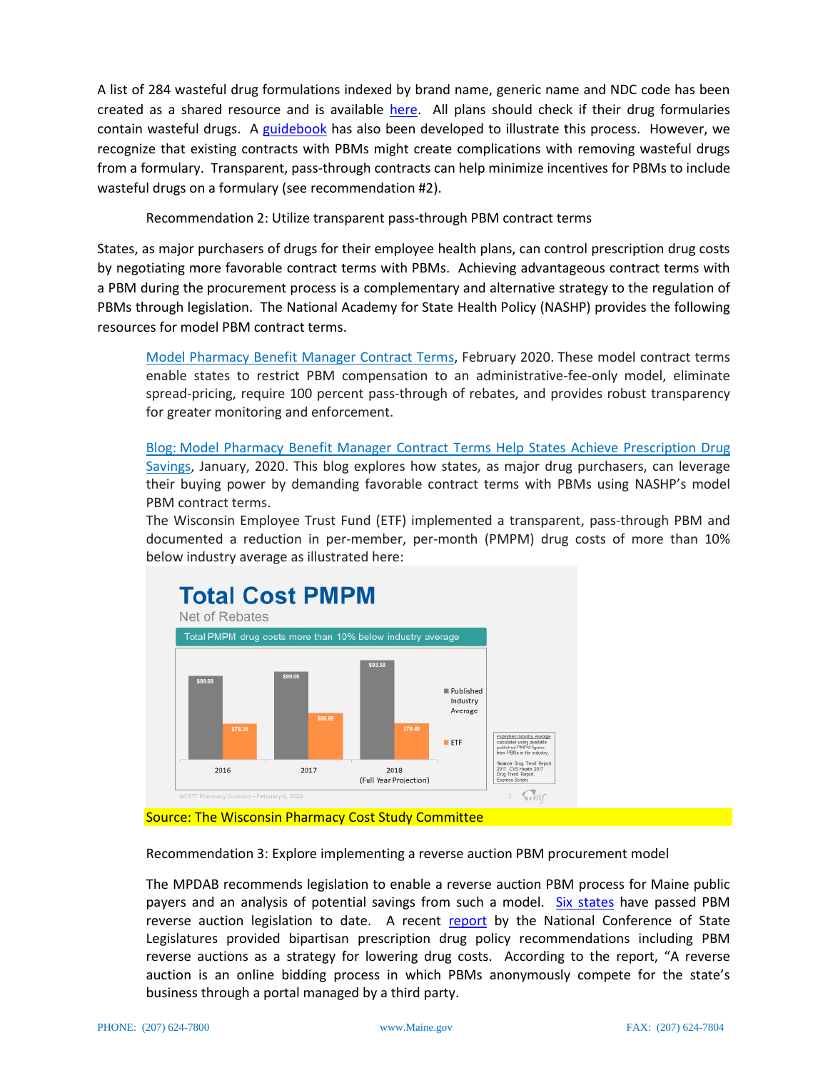A list of 284 wasteful drug formulations indexed by brand name, generic name and NDC code has been created as a shared resource and is available here. All plans should check if their drug formularies contain wasteful drugs. A guidebook has also been developed to illustrate this process. However, we recognize that existing contracts with PBMs might create complications with removing wasteful drugs from a formulary. Transparent, pass-through contracts can help minimize incentives for PBMs to include wasteful drugs on a formulary (see recommendation #2).

Recommendation 2: Utilize transparent pass-through PBM contract terms

States, as major purchasers of drugs for their employee health plans, can control prescription drug costs by negotiating more favorable contract terms with PBMs. Achieving advantageous contract terms with a PBM during the procurement process is a complementary and alternative strategy to the regulation of PBMs through legislation. The National Academy for State Health Policy (NASHP) provides the following resources for model PBM contract terms.

> Model Pharmacy Benefit Manager Contract Terms, February 2020. These model contract terms enable states to restrict PBM compensation to an administrative-fee-only model, eliminate spread-pricing, require 100 percent pass-through of rebates, and provides robust transparency for greater monitoring and enforcement.
>
> Blog: Model Pharmacy Benefit Manager Contract Terms Help States Achieve Prescription Drug Savings, January, 2020. This blog explores how states, as major drug purchasers, can leverage their buying power by demanding favorable contract terms with PBMs using NASHP's model PBM contract terms.
>
> The Wisconsin Employee Trust Fund (ETF) implemented a transparent, pass-through PBM and documented a reduction in per-member, per-month (PMPM) drug costs of more than 10% below industry average as illustrated here:

**Total Cost PMPM**

Net of Rebates

Total PMPM drug costs more than 10% below industry average

| Year | Published Industry Average | ETF |
|---|---|---|
| 2016 | $89.58 | $78.36 |
| 2017 | $90.66 | $80.89 |
| 2018 (Full Year Projection) | $93.38 | $78.45 |

Published Industry Average calculated using available published PMPM figures from PBMs in the industry. Source: Drug Trend Report 2017, CVS Health 2017 Drug Trend Report, Express Scripts

WI ETF Pharmacy Contract – February 6, 2020

Source: The Wisconsin Pharmacy Cost Study Committee

Recommendation 3: Explore implementing a reverse auction PBM procurement model

The MPDAB recommends legislation to enable a reverse auction PBM process for Maine public payers and an analysis of potential savings from such a model. Six states have passed PBM reverse auction legislation to date. A recent report by the National Conference of State Legislatures provided bipartisan prescription drug policy recommendations including PBM reverse auctions as a strategy for lowering drug costs. According to the report, "A reverse auction is an online bidding process in which PBMs anonymously compete for the state's business through a portal managed by a third party.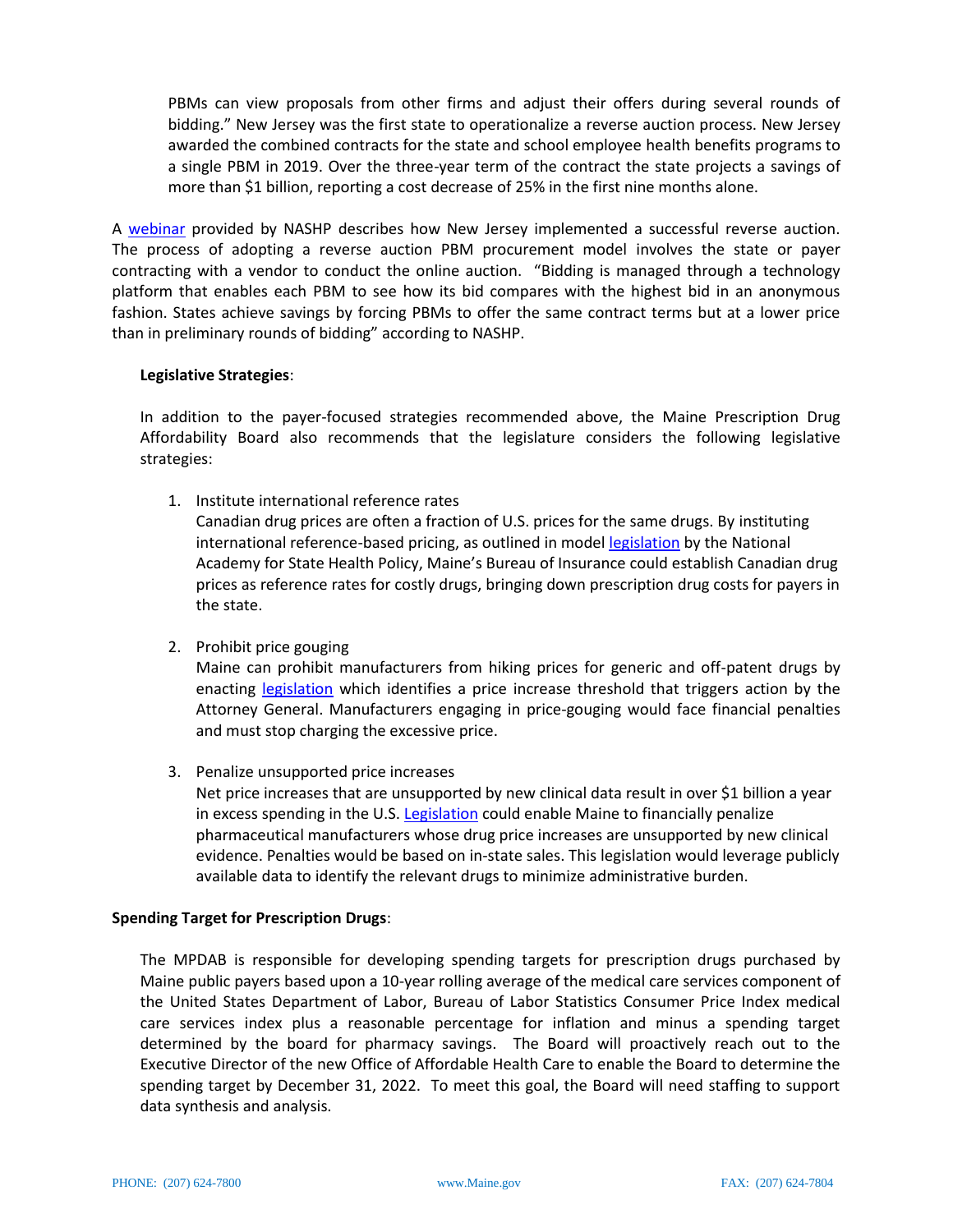PBMs can view proposals from other firms and adjust their offers during several rounds of bidding." New Jersey was the first state to operationalize a reverse auction process. New Jersey awarded the combined contracts for the state and school employee health benefits programs to a single PBM in 2019. Over the three-year term of the contract the state projects a savings of more than $1 billion, reporting a cost decrease of 25% in the first nine months alone.

A webinar provided by NASHP describes how New Jersey implemented a successful reverse auction. The process of adopting a reverse auction PBM procurement model involves the state or payer contracting with a vendor to conduct the online auction. "Bidding is managed through a technology platform that enables each PBM to see how its bid compares with the highest bid in an anonymous fashion. States achieve savings by forcing PBMs to offer the same contract terms but at a lower price than in preliminary rounds of bidding" according to NASHP.

**Legislative Strategies**:

In addition to the payer-focused strategies recommended above, the Maine Prescription Drug Affordability Board also recommends that the legislature considers the following legislative strategies:

1. Institute international reference rates
   Canadian drug prices are often a fraction of U.S. prices for the same drugs. By instituting international reference-based pricing, as outlined in model legislation by the National Academy for State Health Policy, Maine's Bureau of Insurance could establish Canadian drug prices as reference rates for costly drugs, bringing down prescription drug costs for payers in the state.

2. Prohibit price gouging
   Maine can prohibit manufacturers from hiking prices for generic and off-patent drugs by enacting legislation which identifies a price increase threshold that triggers action by the Attorney General. Manufacturers engaging in price-gouging would face financial penalties and must stop charging the excessive price.

3. Penalize unsupported price increases
   Net price increases that are unsupported by new clinical data result in over $1 billion a year in excess spending in the U.S. Legislation could enable Maine to financially penalize pharmaceutical manufacturers whose drug price increases are unsupported by new clinical evidence. Penalties would be based on in-state sales. This legislation would leverage publicly available data to identify the relevant drugs to minimize administrative burden.

**Spending Target for Prescription Drugs**:

The MPDAB is responsible for developing spending targets for prescription drugs purchased by Maine public payers based upon a 10-year rolling average of the medical care services component of the United States Department of Labor, Bureau of Labor Statistics Consumer Price Index medical care services index plus a reasonable percentage for inflation and minus a spending target determined by the board for pharmacy savings. The Board will proactively reach out to the Executive Director of the new Office of Affordable Health Care to enable the Board to determine the spending target by December 31, 2022. To meet this goal, the Board will need staffing to support data synthesis and analysis.